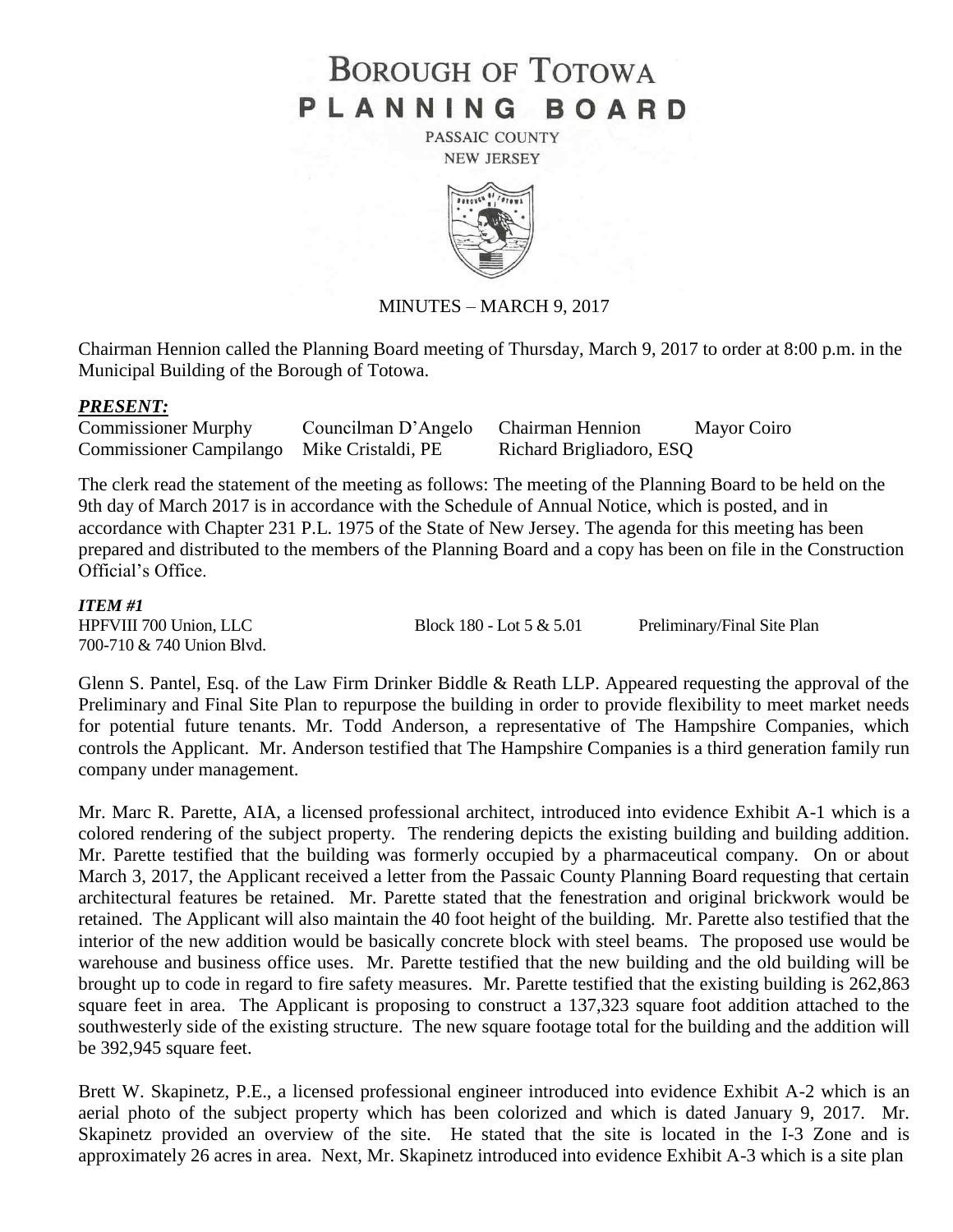# BOROUGH OF TOTOWA
# PLANNING BOARD

PASSAIC COUNTY
NEW JERSEY

MINUTES – MARCH 9, 2017

Chairman Hennion called the Planning Board meeting of Thursday, March 9, 2017 to order at 8:00 p.m. in the Municipal Building of the Borough of Totowa.

***PRESENT:***

| | | | |
|---|---|---|---|
| Commissioner Murphy | Councilman D'Angelo | Chairman Hennion | Mayor Coiro |
| Commissioner Campilango | Mike Cristaldi, PE | Richard Brigliadoro, ESQ | |

The clerk read the statement of the meeting as follows: The meeting of the Planning Board to be held on the 9th day of March 2017 is in accordance with the Schedule of Annual Notice, which is posted, and in accordance with Chapter 231 P.L. 1975 of the State of New Jersey. The agenda for this meeting has been prepared and distributed to the members of the Planning Board and a copy has been on file in the Construction Official's Office.

***ITEM #1***

HPFVIII 700 Union, LLC — Block 180 - Lot 5 & 5.01 — Preliminary/Final Site Plan
700-710 & 740 Union Blvd.

Glenn S. Pantel, Esq. of the Law Firm Drinker Biddle & Reath LLP. Appeared requesting the approval of the Preliminary and Final Site Plan to repurpose the building in order to provide flexibility to meet market needs for potential future tenants. Mr. Todd Anderson, a representative of The Hampshire Companies, which controls the Applicant. Mr. Anderson testified that The Hampshire Companies is a third generation family run company under management.

Mr. Marc R. Parette, AIA, a licensed professional architect, introduced into evidence Exhibit A-1 which is a colored rendering of the subject property. The rendering depicts the existing building and building addition. Mr. Parette testified that the building was formerly occupied by a pharmaceutical company. On or about March 3, 2017, the Applicant received a letter from the Passaic County Planning Board requesting that certain architectural features be retained. Mr. Parette stated that the fenestration and original brickwork would be retained. The Applicant will also maintain the 40 foot height of the building. Mr. Parette also testified that the interior of the new addition would be basically concrete block with steel beams. The proposed use would be warehouse and business office uses. Mr. Parette testified that the new building and the old building will be brought up to code in regard to fire safety measures. Mr. Parette testified that the existing building is 262,863 square feet in area. The Applicant is proposing to construct a 137,323 square foot addition attached to the southwesterly side of the existing structure. The new square footage total for the building and the addition will be 392,945 square feet.

Brett W. Skapinetz, P.E., a licensed professional engineer introduced into evidence Exhibit A-2 which is an aerial photo of the subject property which has been colorized and which is dated January 9, 2017. Mr. Skapinetz provided an overview of the site. He stated that the site is located in the I-3 Zone and is approximately 26 acres in area. Next, Mr. Skapinetz introduced into evidence Exhibit A-3 which is a site plan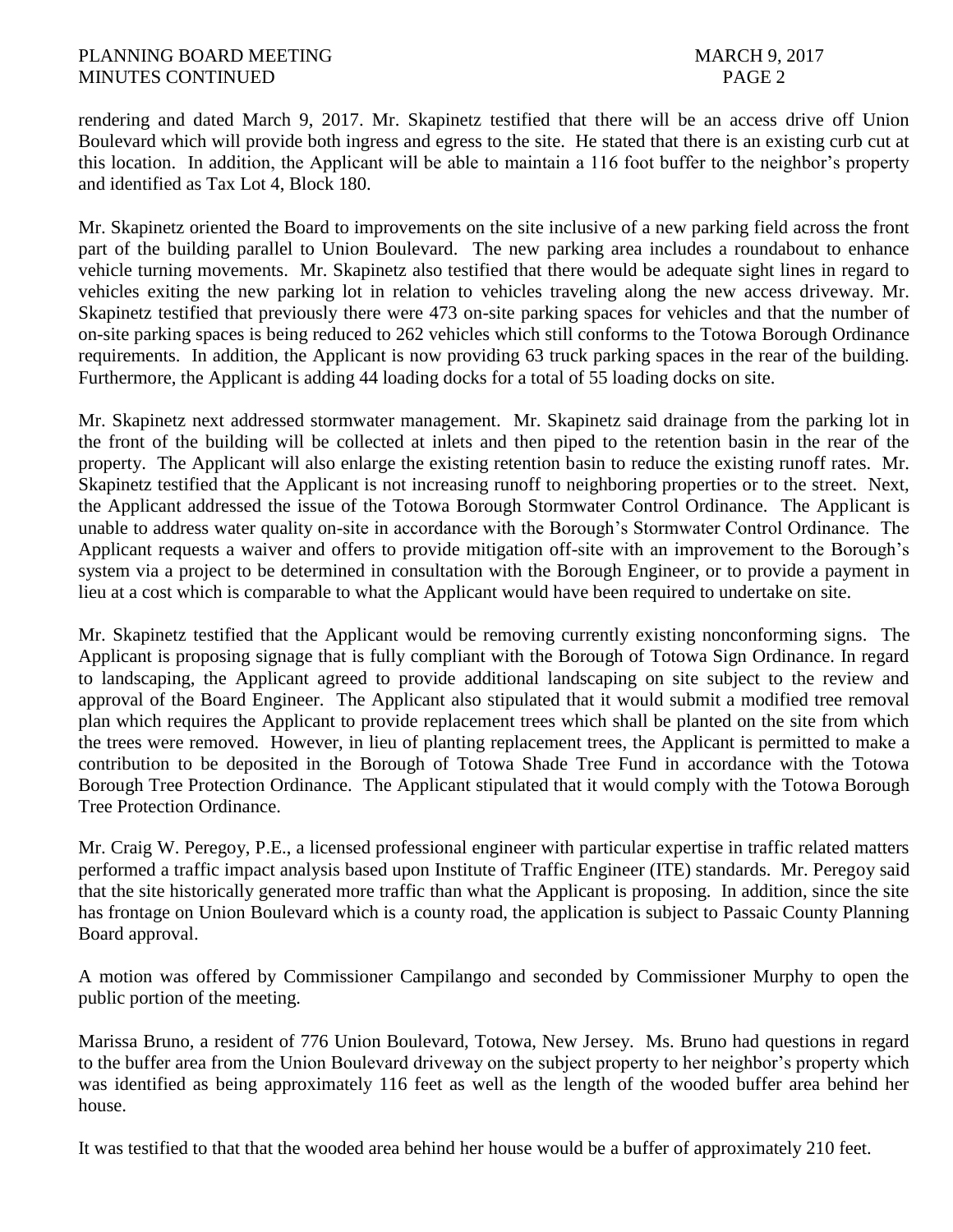rendering and dated March 9, 2017. Mr. Skapinetz testified that there will be an access drive off Union Boulevard which will provide both ingress and egress to the site. He stated that there is an existing curb cut at this location. In addition, the Applicant will be able to maintain a 116 foot buffer to the neighbor's property and identified as Tax Lot 4, Block 180.

Mr. Skapinetz oriented the Board to improvements on the site inclusive of a new parking field across the front part of the building parallel to Union Boulevard. The new parking area includes a roundabout to enhance vehicle turning movements. Mr. Skapinetz also testified that there would be adequate sight lines in regard to vehicles exiting the new parking lot in relation to vehicles traveling along the new access driveway. Mr. Skapinetz testified that previously there were 473 on-site parking spaces for vehicles and that the number of on-site parking spaces is being reduced to 262 vehicles which still conforms to the Totowa Borough Ordinance requirements. In addition, the Applicant is now providing 63 truck parking spaces in the rear of the building. Furthermore, the Applicant is adding 44 loading docks for a total of 55 loading docks on site.

Mr. Skapinetz next addressed stormwater management. Mr. Skapinetz said drainage from the parking lot in the front of the building will be collected at inlets and then piped to the retention basin in the rear of the property. The Applicant will also enlarge the existing retention basin to reduce the existing runoff rates. Mr. Skapinetz testified that the Applicant is not increasing runoff to neighboring properties or to the street. Next, the Applicant addressed the issue of the Totowa Borough Stormwater Control Ordinance. The Applicant is unable to address water quality on-site in accordance with the Borough's Stormwater Control Ordinance. The Applicant requests a waiver and offers to provide mitigation off-site with an improvement to the Borough's system via a project to be determined in consultation with the Borough Engineer, or to provide a payment in lieu at a cost which is comparable to what the Applicant would have been required to undertake on site.

Mr. Skapinetz testified that the Applicant would be removing currently existing nonconforming signs. The Applicant is proposing signage that is fully compliant with the Borough of Totowa Sign Ordinance. In regard to landscaping, the Applicant agreed to provide additional landscaping on site subject to the review and approval of the Board Engineer. The Applicant also stipulated that it would submit a modified tree removal plan which requires the Applicant to provide replacement trees which shall be planted on the site from which the trees were removed. However, in lieu of planting replacement trees, the Applicant is permitted to make a contribution to be deposited in the Borough of Totowa Shade Tree Fund in accordance with the Totowa Borough Tree Protection Ordinance. The Applicant stipulated that it would comply with the Totowa Borough Tree Protection Ordinance.

Mr. Craig W. Peregoy, P.E., a licensed professional engineer with particular expertise in traffic related matters performed a traffic impact analysis based upon Institute of Traffic Engineer (ITE) standards. Mr. Peregoy said that the site historically generated more traffic than what the Applicant is proposing. In addition, since the site has frontage on Union Boulevard which is a county road, the application is subject to Passaic County Planning Board approval.

A motion was offered by Commissioner Campilango and seconded by Commissioner Murphy to open the public portion of the meeting.

Marissa Bruno, a resident of 776 Union Boulevard, Totowa, New Jersey. Ms. Bruno had questions in regard to the buffer area from the Union Boulevard driveway on the subject property to her neighbor's property which was identified as being approximately 116 feet as well as the length of the wooded buffer area behind her house.

It was testified to that that the wooded area behind her house would be a buffer of approximately 210 feet.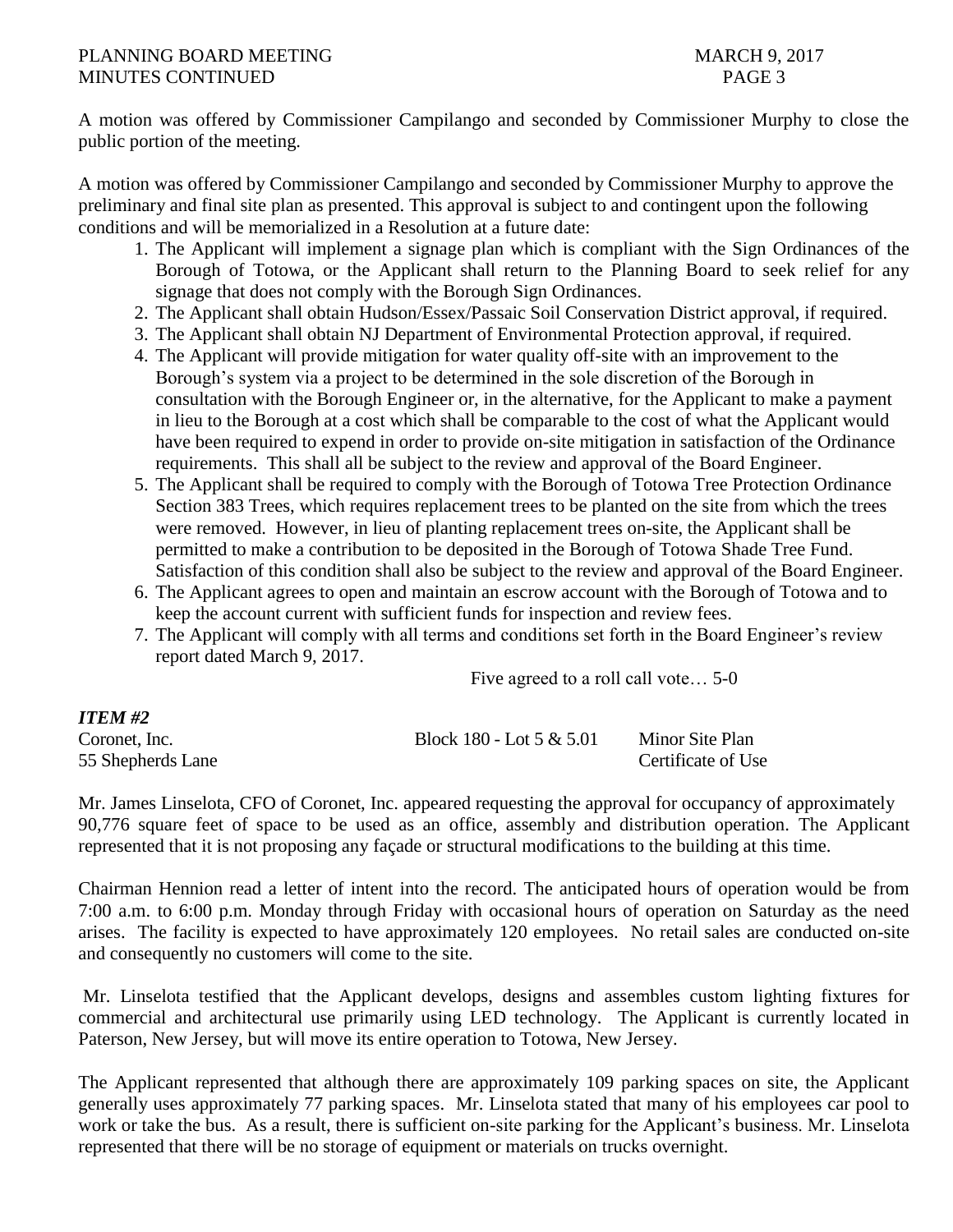A motion was offered by Commissioner Campilango and seconded by Commissioner Murphy to close the public portion of the meeting.

A motion was offered by Commissioner Campilango and seconded by Commissioner Murphy to approve the preliminary and final site plan as presented. This approval is subject to and contingent upon the following conditions and will be memorialized in a Resolution at a future date:

1. The Applicant will implement a signage plan which is compliant with the Sign Ordinances of the Borough of Totowa, or the Applicant shall return to the Planning Board to seek relief for any signage that does not comply with the Borough Sign Ordinances.
2. The Applicant shall obtain Hudson/Essex/Passaic Soil Conservation District approval, if required.
3. The Applicant shall obtain NJ Department of Environmental Protection approval, if required.
4. The Applicant will provide mitigation for water quality off-site with an improvement to the Borough's system via a project to be determined in the sole discretion of the Borough in consultation with the Borough Engineer or, in the alternative, for the Applicant to make a payment in lieu to the Borough at a cost which shall be comparable to the cost of what the Applicant would have been required to expend in order to provide on-site mitigation in satisfaction of the Ordinance requirements. This shall all be subject to the review and approval of the Board Engineer.
5. The Applicant shall be required to comply with the Borough of Totowa Tree Protection Ordinance Section 383 Trees, which requires replacement trees to be planted on the site from which the trees were removed. However, in lieu of planting replacement trees on-site, the Applicant shall be permitted to make a contribution to be deposited in the Borough of Totowa Shade Tree Fund. Satisfaction of this condition shall also be subject to the review and approval of the Board Engineer.
6. The Applicant agrees to open and maintain an escrow account with the Borough of Totowa and to keep the account current with sufficient funds for inspection and review fees.
7. The Applicant will comply with all terms and conditions set forth in the Board Engineer's review report dated March 9, 2017.

Five agreed to a roll call vote… 5-0

***ITEM #2***

Coronet, Inc. | Block 180 - Lot 5 & 5.01 | Minor Site Plan
55 Shepherds Lane | | Certificate of Use

Mr. James Linselota, CFO of Coronet, Inc. appeared requesting the approval for occupancy of approximately 90,776 square feet of space to be used as an office, assembly and distribution operation. The Applicant represented that it is not proposing any façade or structural modifications to the building at this time.

Chairman Hennion read a letter of intent into the record. The anticipated hours of operation would be from 7:00 a.m. to 6:00 p.m. Monday through Friday with occasional hours of operation on Saturday as the need arises. The facility is expected to have approximately 120 employees. No retail sales are conducted on-site and consequently no customers will come to the site.

Mr. Linselota testified that the Applicant develops, designs and assembles custom lighting fixtures for commercial and architectural use primarily using LED technology. The Applicant is currently located in Paterson, New Jersey, but will move its entire operation to Totowa, New Jersey.

The Applicant represented that although there are approximately 109 parking spaces on site, the Applicant generally uses approximately 77 parking spaces. Mr. Linselota stated that many of his employees car pool to work or take the bus. As a result, there is sufficient on-site parking for the Applicant's business. Mr. Linselota represented that there will be no storage of equipment or materials on trucks overnight.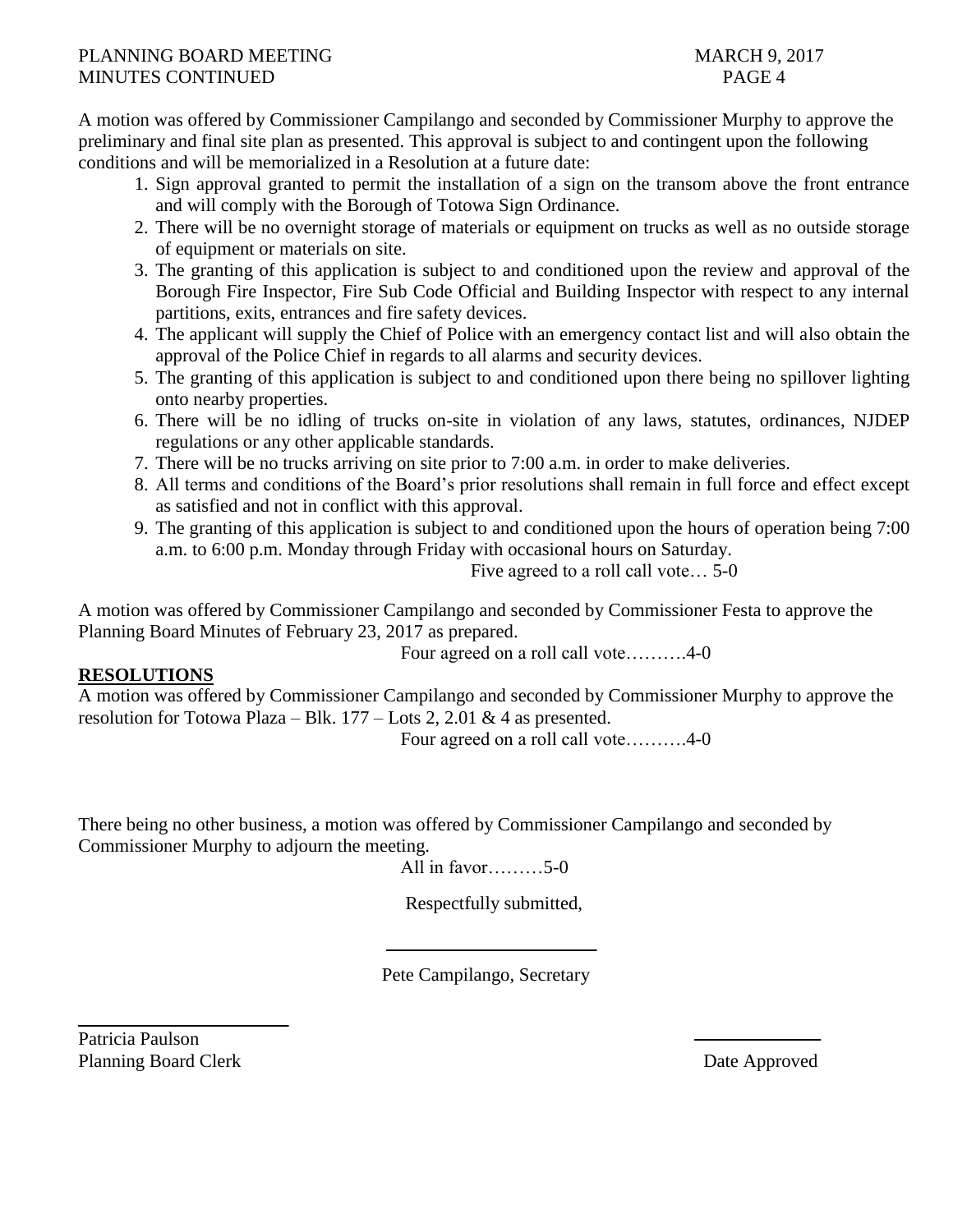A motion was offered by Commissioner Campilango and seconded by Commissioner Murphy to approve the preliminary and final site plan as presented. This approval is subject to and contingent upon the following conditions and will be memorialized in a Resolution at a future date:

1. Sign approval granted to permit the installation of a sign on the transom above the front entrance and will comply with the Borough of Totowa Sign Ordinance.
2. There will be no overnight storage of materials or equipment on trucks as well as no outside storage of equipment or materials on site.
3. The granting of this application is subject to and conditioned upon the review and approval of the Borough Fire Inspector, Fire Sub Code Official and Building Inspector with respect to any internal partitions, exits, entrances and fire safety devices.
4. The applicant will supply the Chief of Police with an emergency contact list and will also obtain the approval of the Police Chief in regards to all alarms and security devices.
5. The granting of this application is subject to and conditioned upon there being no spillover lighting onto nearby properties.
6. There will be no idling of trucks on-site in violation of any laws, statutes, ordinances, NJDEP regulations or any other applicable standards.
7. There will be no trucks arriving on site prior to 7:00 a.m. in order to make deliveries.
8. All terms and conditions of the Board's prior resolutions shall remain in full force and effect except as satisfied and not in conflict with this approval.
9. The granting of this application is subject to and conditioned upon the hours of operation being 7:00 a.m. to 6:00 p.m. Monday through Friday with occasional hours on Saturday.

Five agreed to a roll call vote… 5-0

A motion was offered by Commissioner Campilango and seconded by Commissioner Festa to approve the Planning Board Minutes of February 23, 2017 as prepared.

Four agreed on a roll call vote……….4-0

**RESOLUTIONS**

A motion was offered by Commissioner Campilango and seconded by Commissioner Murphy to approve the resolution for Totowa Plaza – Blk. 177 – Lots 2, 2.01 & 4 as presented.

Four agreed on a roll call vote……….4-0

There being no other business, a motion was offered by Commissioner Campilango and seconded by Commissioner Murphy to adjourn the meeting.

All in favor………5-0

Respectfully submitted,

Pete Campilango, Secretary

Patricia Paulson
Planning Board Clerk

Date Approved